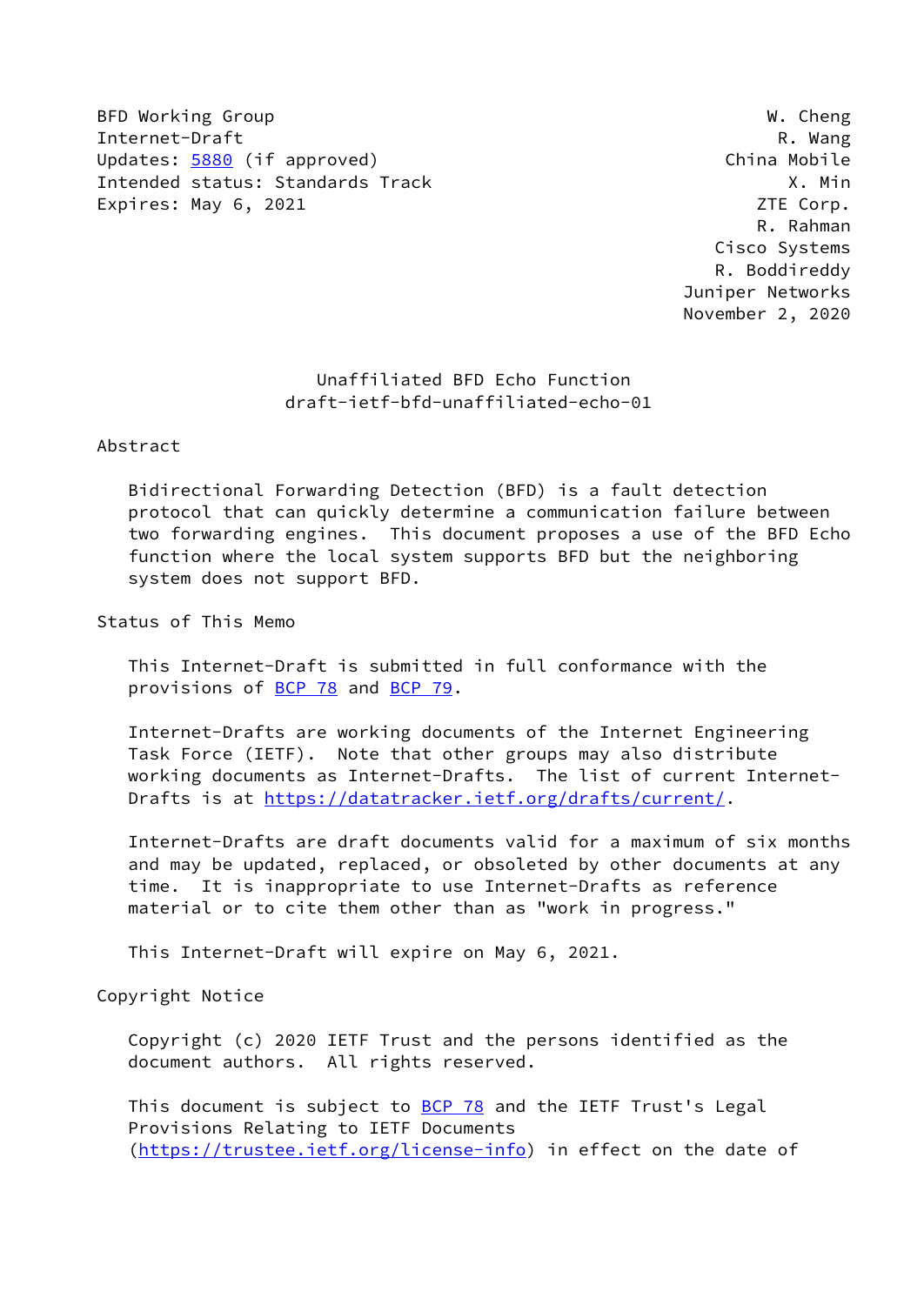BFD Working Group W. Cheng
Internet-Draft R. Wang
Updates: 5880 (if approved) China Mobile
Intended status: Standards Track X. Min
Expires: May 6, 2021 ZTE Corp.
R. Rahman
Cisco Systems
R. Boddireddy
Juniper Networks
November 2, 2020

# Unaffiliated BFD Echo Function
## draft-ietf-bfd-unaffiliated-echo-01

## Abstract

Bidirectional Forwarding Detection (BFD) is a fault detection protocol that can quickly determine a communication failure between two forwarding engines. This document proposes a use of the BFD Echo function where the local system supports BFD but the neighboring system does not support BFD.

## Status of This Memo

This Internet-Draft is submitted in full conformance with the provisions of BCP 78 and BCP 79.

Internet-Drafts are working documents of the Internet Engineering Task Force (IETF). Note that other groups may also distribute working documents as Internet-Drafts. The list of current Internet-Drafts is at https://datatracker.ietf.org/drafts/current/.

Internet-Drafts are draft documents valid for a maximum of six months and may be updated, replaced, or obsoleted by other documents at any time. It is inappropriate to use Internet-Drafts as reference material or to cite them other than as "work in progress."

This Internet-Draft will expire on May 6, 2021.

## Copyright Notice

Copyright (c) 2020 IETF Trust and the persons identified as the document authors. All rights reserved.

This document is subject to BCP 78 and the IETF Trust's Legal Provisions Relating to IETF Documents (https://trustee.ietf.org/license-info) in effect on the date of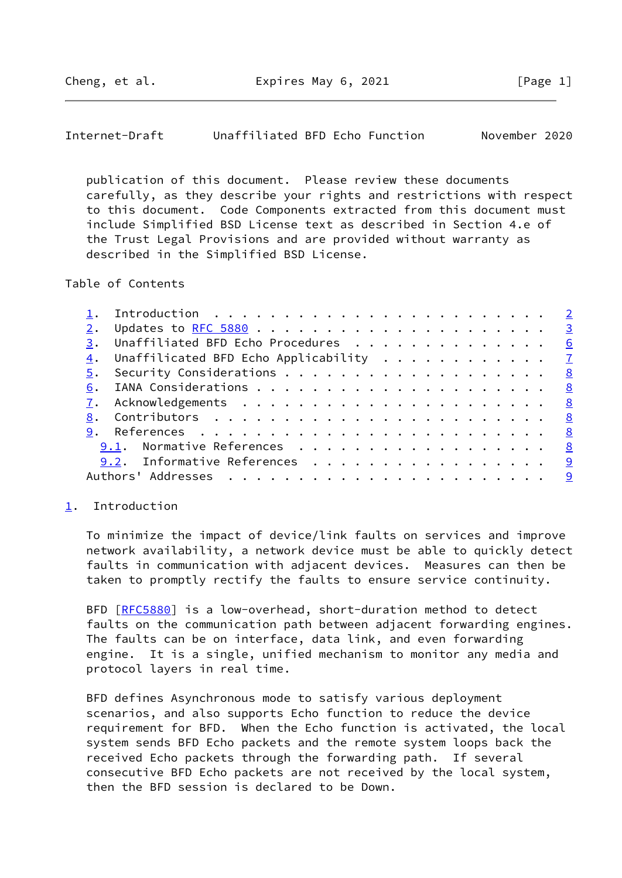publication of this document. Please review these documents carefully, as they describe your rights and restrictions with respect to this document. Code Components extracted from this document must include Simplified BSD License text as described in Section 4.e of the Trust Legal Provisions and are provided without warranty as described in the Simplified BSD License.

Table of Contents

1. Introduction . . . . . . . . . . . . . . . . . . . . . . . . 2
2. Updates to RFC 5880 . . . . . . . . . . . . . . . . . . . . . 3
3. Unaffiliated BFD Echo Procedures . . . . . . . . . . . . . . 6
4. Unaffilicated BFD Echo Applicability . . . . . . . . . . . . 7
5. Security Considerations . . . . . . . . . . . . . . . . . . . 8
6. IANA Considerations . . . . . . . . . . . . . . . . . . . . . 8
7. Acknowledgements . . . . . . . . . . . . . . . . . . . . . . 8
8. Contributors . . . . . . . . . . . . . . . . . . . . . . . . 8
9. References . . . . . . . . . . . . . . . . . . . . . . . . . 8
   9.1. Normative References . . . . . . . . . . . . . . . . . . 8
   9.2. Informative References . . . . . . . . . . . . . . . . . 9
Authors' Addresses . . . . . . . . . . . . . . . . . . . . . . . 9

## 1. Introduction

To minimize the impact of device/link faults on services and improve network availability, a network device must be able to quickly detect faults in communication with adjacent devices. Measures can then be taken to promptly rectify the faults to ensure service continuity.

BFD [RFC5880] is a low-overhead, short-duration method to detect faults on the communication path between adjacent forwarding engines. The faults can be on interface, data link, and even forwarding engine. It is a single, unified mechanism to monitor any media and protocol layers in real time.

BFD defines Asynchronous mode to satisfy various deployment scenarios, and also supports Echo function to reduce the device requirement for BFD. When the Echo function is activated, the local system sends BFD Echo packets and the remote system loops back the received Echo packets through the forwarding path. If several consecutive BFD Echo packets are not received by the local system, then the BFD session is declared to be Down.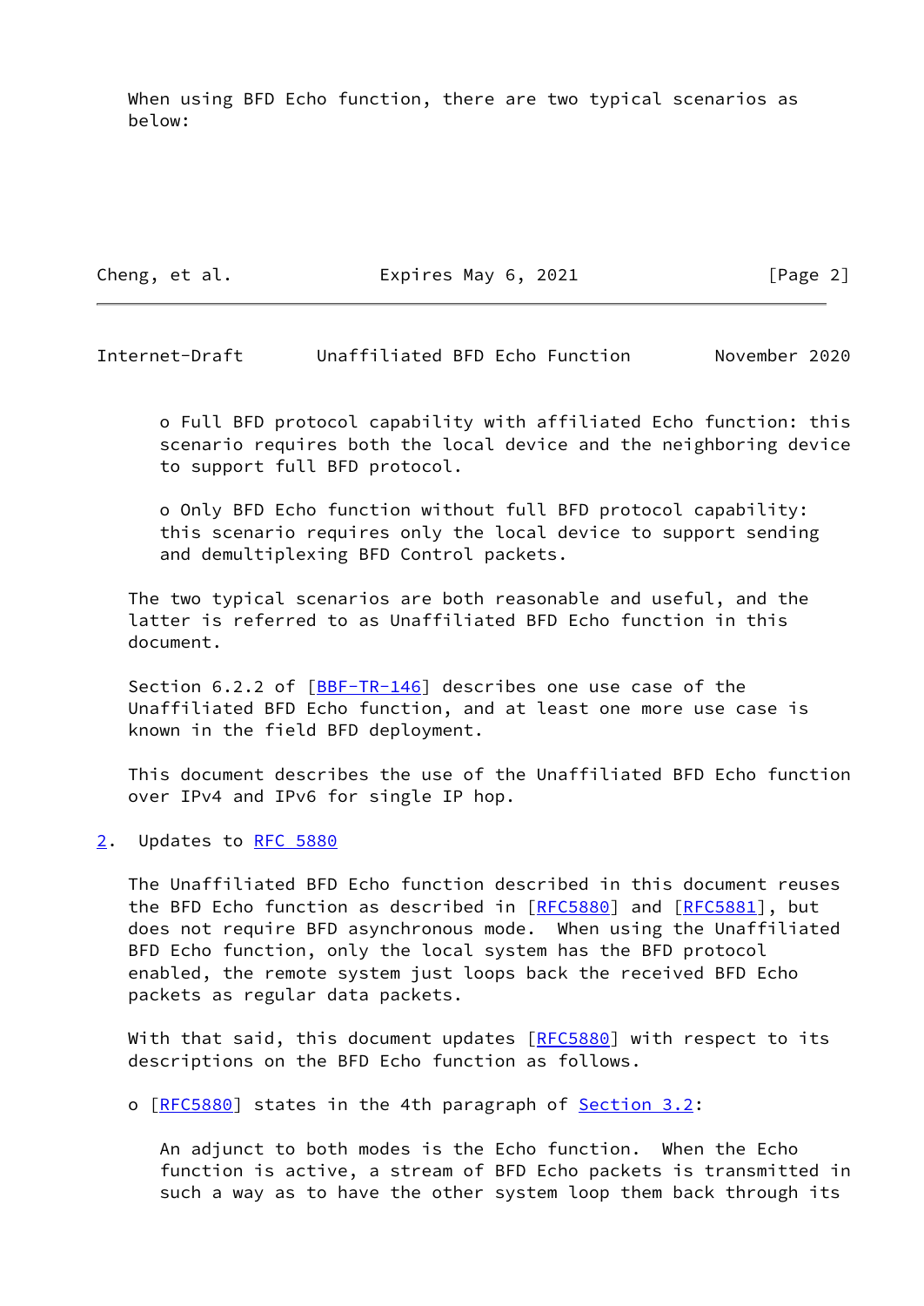When using BFD Echo function, there are two typical scenarios as below:

- Full BFD protocol capability with affiliated Echo function: this scenario requires both the local device and the neighboring device to support full BFD protocol.

- Only BFD Echo function without full BFD protocol capability: this scenario requires only the local device to support sending and demultiplexing BFD Control packets.

The two typical scenarios are both reasonable and useful, and the latter is referred to as Unaffiliated BFD Echo function in this document.

Section 6.2.2 of [BBF-TR-146] describes one use case of the Unaffiliated BFD Echo function, and at least one more use case is known in the field BFD deployment.

This document describes the use of the Unaffiliated BFD Echo function over IPv4 and IPv6 for single IP hop.

## 2. Updates to RFC 5880

The Unaffiliated BFD Echo function described in this document reuses the BFD Echo function as described in [RFC5880] and [RFC5881], but does not require BFD asynchronous mode. When using the Unaffiliated BFD Echo function, only the local system has the BFD protocol enabled, the remote system just loops back the received BFD Echo packets as regular data packets.

With that said, this document updates [RFC5880] with respect to its descriptions on the BFD Echo function as follows.

o [RFC5880] states in the 4th paragraph of Section 3.2:

> An adjunct to both modes is the Echo function. When the Echo function is active, a stream of BFD Echo packets is transmitted in such a way as to have the other system loop them back through its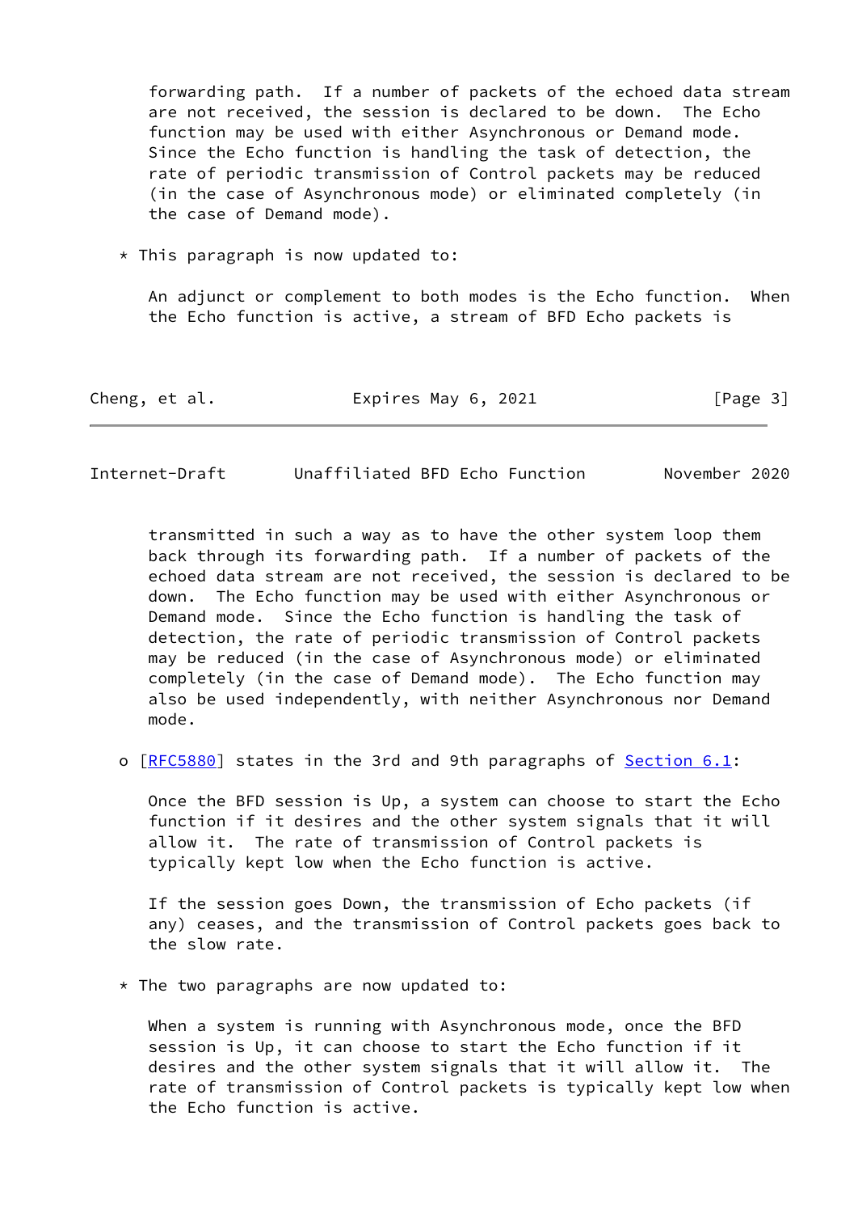forwarding path. If a number of packets of the echoed data stream are not received, the session is declared to be down. The Echo function may be used with either Asynchronous or Demand mode. Since the Echo function is handling the task of detection, the rate of periodic transmission of Control packets may be reduced (in the case of Asynchronous mode) or eliminated completely (in the case of Demand mode).

* This paragraph is now updated to:

  An adjunct or complement to both modes is the Echo function. When the Echo function is active, a stream of BFD Echo packets is transmitted in such a way as to have the other system loop them back through its forwarding path. If a number of packets of the echoed data stream are not received, the session is declared to be down. The Echo function may be used with either Asynchronous or Demand mode. Since the Echo function is handling the task of detection, the rate of periodic transmission of Control packets may be reduced (in the case of Asynchronous mode) or eliminated completely (in the case of Demand mode). The Echo function may also be used independently, with neither Asynchronous nor Demand mode.

o [RFC5880] states in the 3rd and 9th paragraphs of Section 6.1:

  Once the BFD session is Up, a system can choose to start the Echo function if it desires and the other system signals that it will allow it. The rate of transmission of Control packets is typically kept low when the Echo function is active.

  If the session goes Down, the transmission of Echo packets (if any) ceases, and the transmission of Control packets goes back to the slow rate.

* The two paragraphs are now updated to:

  When a system is running with Asynchronous mode, once the BFD session is Up, it can choose to start the Echo function if it desires and the other system signals that it will allow it. The rate of transmission of Control packets is typically kept low when the Echo function is active.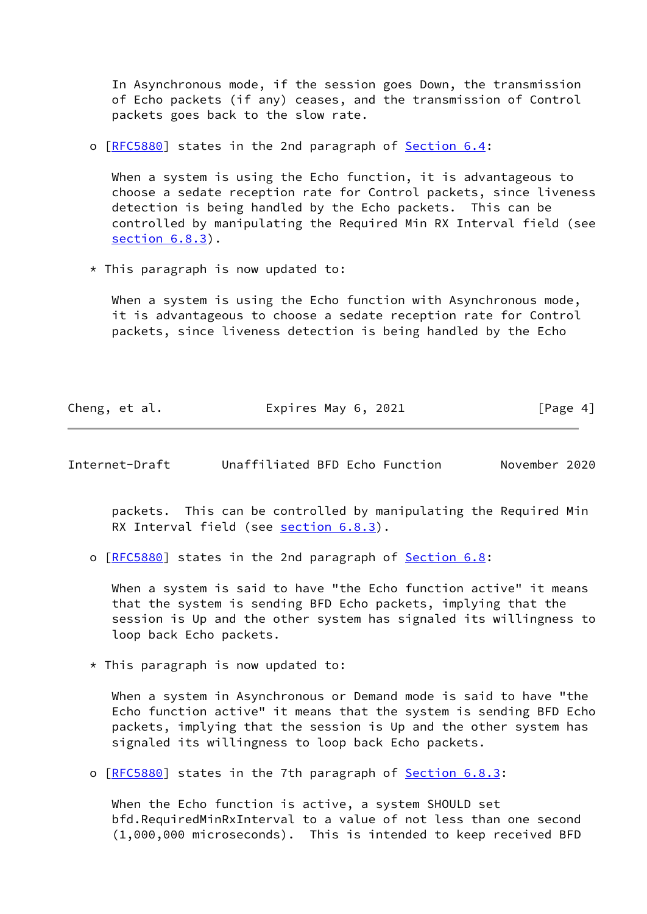In Asynchronous mode, if the session goes Down, the transmission of Echo packets (if any) ceases, and the transmission of Control packets goes back to the slow rate.

- o [RFC5880] states in the 2nd paragraph of Section 6.4:

  When a system is using the Echo function, it is advantageous to choose a sedate reception rate for Control packets, since liveness detection is being handled by the Echo packets. This can be controlled by manipulating the Required Min RX Interval field (see section 6.8.3).

  * This paragraph is now updated to:

  When a system is using the Echo function with Asynchronous mode, it is advantageous to choose a sedate reception rate for Control packets, since liveness detection is being handled by the Echo packets. This can be controlled by manipulating the Required Min RX Interval field (see section 6.8.3).

- o [RFC5880] states in the 2nd paragraph of Section 6.8:

  When a system is said to have "the Echo function active" it means that the system is sending BFD Echo packets, implying that the session is Up and the other system has signaled its willingness to loop back Echo packets.

  * This paragraph is now updated to:

  When a system in Asynchronous or Demand mode is said to have "the Echo function active" it means that the system is sending BFD Echo packets, implying that the session is Up and the other system has signaled its willingness to loop back Echo packets.

- o [RFC5880] states in the 7th paragraph of Section 6.8.3:

  When the Echo function is active, a system SHOULD set bfd.RequiredMinRxInterval to a value of not less than one second (1,000,000 microseconds). This is intended to keep received BFD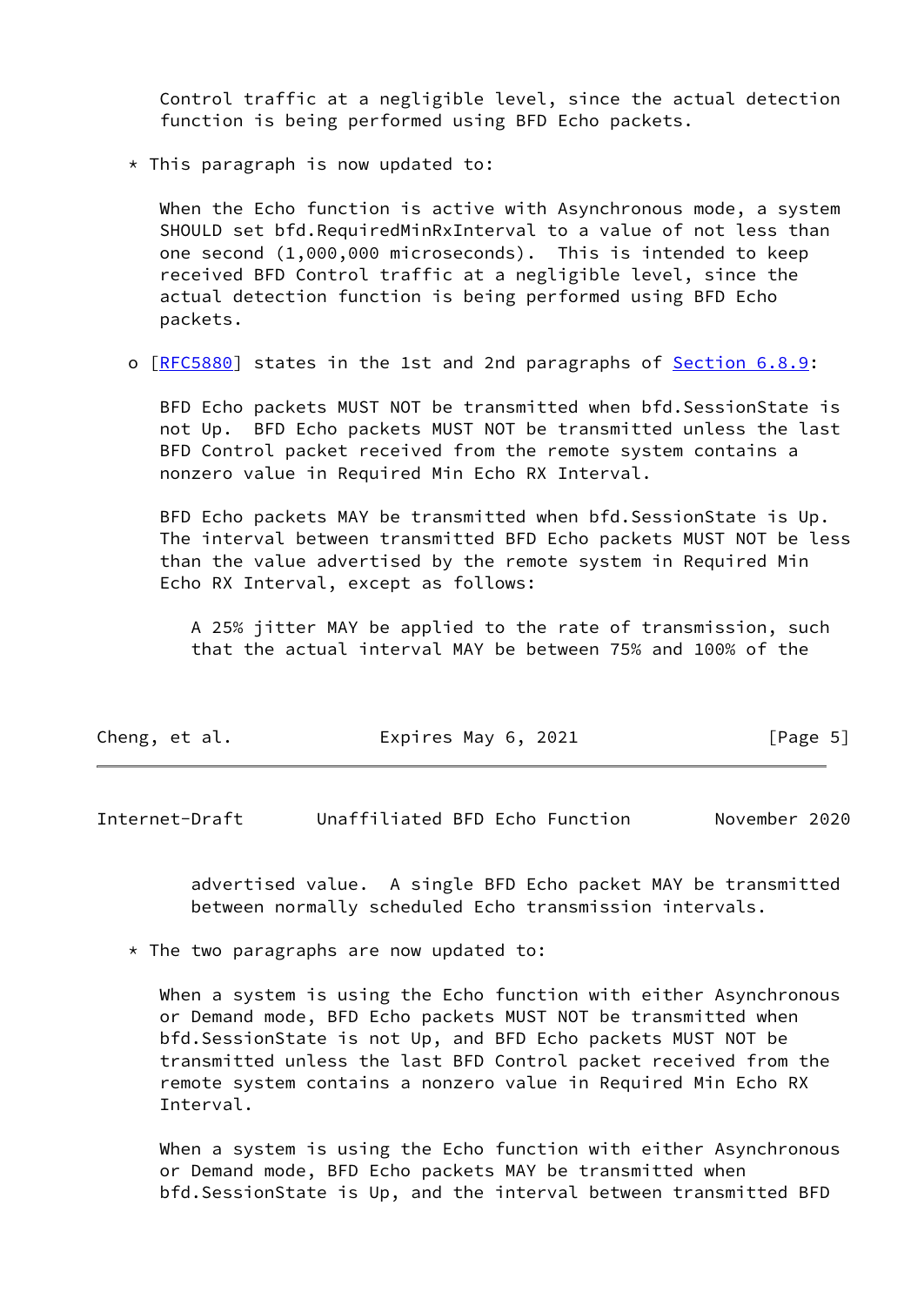Control traffic at a negligible level, since the actual detection function is being performed using BFD Echo packets.

* This paragraph is now updated to:

  When the Echo function is active with Asynchronous mode, a system SHOULD set bfd.RequiredMinRxInterval to a value of not less than one second (1,000,000 microseconds). This is intended to keep received BFD Control traffic at a negligible level, since the actual detection function is being performed using BFD Echo packets.

o [RFC5880] states in the 1st and 2nd paragraphs of Section 6.8.9:

  BFD Echo packets MUST NOT be transmitted when bfd.SessionState is not Up. BFD Echo packets MUST NOT be transmitted unless the last BFD Control packet received from the remote system contains a nonzero value in Required Min Echo RX Interval.

  BFD Echo packets MAY be transmitted when bfd.SessionState is Up. The interval between transmitted BFD Echo packets MUST NOT be less than the value advertised by the remote system in Required Min Echo RX Interval, except as follows:

    A 25% jitter MAY be applied to the rate of transmission, such that the actual interval MAY be between 75% and 100% of the advertised value. A single BFD Echo packet MAY be transmitted between normally scheduled Echo transmission intervals.

* The two paragraphs are now updated to:

  When a system is using the Echo function with either Asynchronous or Demand mode, BFD Echo packets MUST NOT be transmitted when bfd.SessionState is not Up, and BFD Echo packets MUST NOT be transmitted unless the last BFD Control packet received from the remote system contains a nonzero value in Required Min Echo RX Interval.

  When a system is using the Echo function with either Asynchronous or Demand mode, BFD Echo packets MAY be transmitted when bfd.SessionState is Up, and the interval between transmitted BFD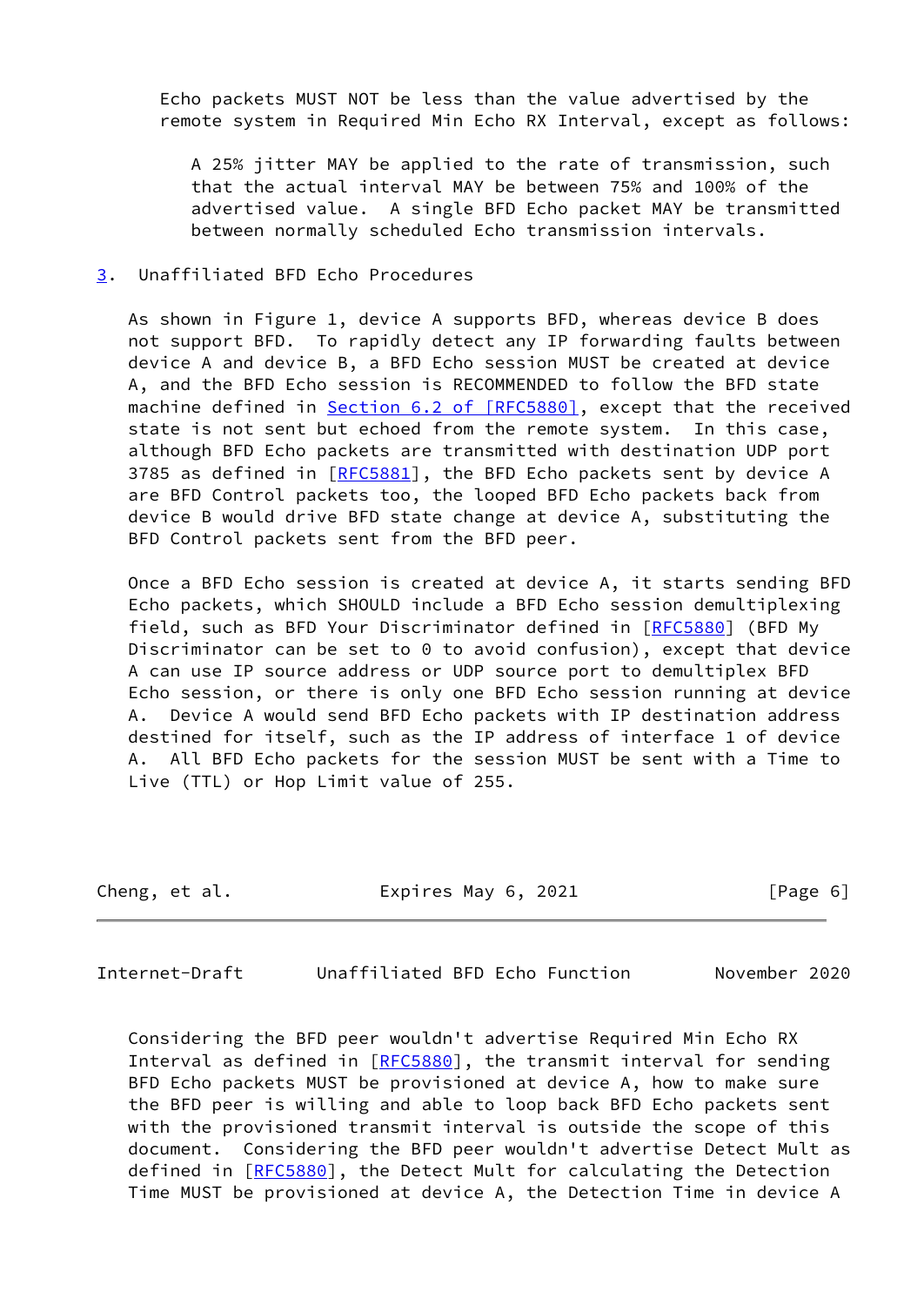Echo packets MUST NOT be less than the value advertised by the remote system in Required Min Echo RX Interval, except as follows:

A 25% jitter MAY be applied to the rate of transmission, such that the actual interval MAY be between 75% and 100% of the advertised value. A single BFD Echo packet MAY be transmitted between normally scheduled Echo transmission intervals.

## 3. Unaffiliated BFD Echo Procedures

As shown in Figure 1, device A supports BFD, whereas device B does not support BFD. To rapidly detect any IP forwarding faults between device A and device B, a BFD Echo session MUST be created at device A, and the BFD Echo session is RECOMMENDED to follow the BFD state machine defined in Section 6.2 of [RFC5880], except that the received state is not sent but echoed from the remote system. In this case, although BFD Echo packets are transmitted with destination UDP port 3785 as defined in [RFC5881], the BFD Echo packets sent by device A are BFD Control packets too, the looped BFD Echo packets back from device B would drive BFD state change at device A, substituting the BFD Control packets sent from the BFD peer.

Once a BFD Echo session is created at device A, it starts sending BFD Echo packets, which SHOULD include a BFD Echo session demultiplexing field, such as BFD Your Discriminator defined in [RFC5880] (BFD My Discriminator can be set to 0 to avoid confusion), except that device A can use IP source address or UDP source port to demultiplex BFD Echo session, or there is only one BFD Echo session running at device A. Device A would send BFD Echo packets with IP destination address destined for itself, such as the IP address of interface 1 of device A. All BFD Echo packets for the session MUST be sent with a Time to Live (TTL) or Hop Limit value of 255.

Considering the BFD peer wouldn't advertise Required Min Echo RX Interval as defined in [RFC5880], the transmit interval for sending BFD Echo packets MUST be provisioned at device A, how to make sure the BFD peer is willing and able to loop back BFD Echo packets sent with the provisioned transmit interval is outside the scope of this document. Considering the BFD peer wouldn't advertise Detect Mult as defined in [RFC5880], the Detect Mult for calculating the Detection Time MUST be provisioned at device A, the Detection Time in device A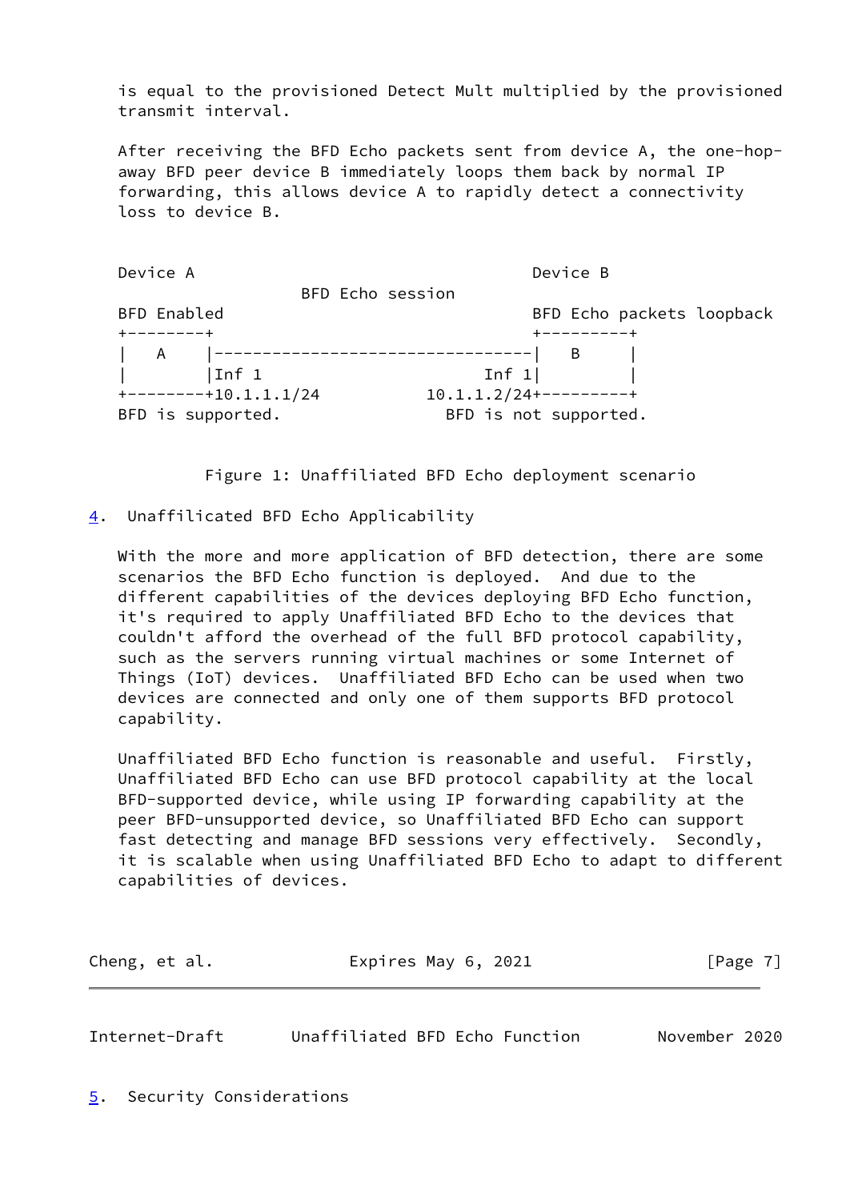is equal to the provisioned Detect Mult multiplied by the provisioned transmit interval.

After receiving the BFD Echo packets sent from device A, the one-hop-away BFD peer device B immediately loops them back by normal IP forwarding, this allows device A to rapidly detect a connectivity loss to device B.

```
Device A                                   Device B
                  BFD Echo session
BFD Enabled                                BFD Echo packets loopback
+--------+                                 +---------+
|   A    |--------------------------------|   B     |
|        |Inf 1                      Inf 1|         |
+--------+10.1.1.1/24         10.1.1.2/24+---------+
BFD is supported.                BFD is not supported.
```

Figure 1: Unaffiliated BFD Echo deployment scenario

## 4. Unaffilicated BFD Echo Applicability

With the more and more application of BFD detection, there are some scenarios the BFD Echo function is deployed. And due to the different capabilities of the devices deploying BFD Echo function, it's required to apply Unaffiliated BFD Echo to the devices that couldn't afford the overhead of the full BFD protocol capability, such as the servers running virtual machines or some Internet of Things (IoT) devices. Unaffiliated BFD Echo can be used when two devices are connected and only one of them supports BFD protocol capability.

Unaffiliated BFD Echo function is reasonable and useful. Firstly, Unaffiliated BFD Echo can use BFD protocol capability at the local BFD-supported device, while using IP forwarding capability at the peer BFD-unsupported device, so Unaffiliated BFD Echo can support fast detecting and manage BFD sessions very effectively. Secondly, it is scalable when using Unaffiliated BFD Echo to adapt to different capabilities of devices.

## 5. Security Considerations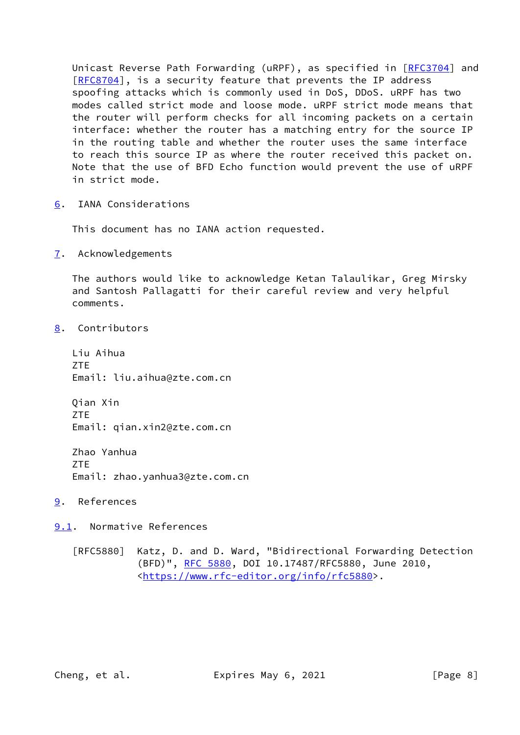Unicast Reverse Path Forwarding (uRPF), as specified in [RFC3704] and [RFC8704], is a security feature that prevents the IP address spoofing attacks which is commonly used in DoS, DDoS. uRPF has two modes called strict mode and loose mode. uRPF strict mode means that the router will perform checks for all incoming packets on a certain interface: whether the router has a matching entry for the source IP in the routing table and whether the router uses the same interface to reach this source IP as where the router received this packet on. Note that the use of BFD Echo function would prevent the use of uRPF in strict mode.

## 6. IANA Considerations

This document has no IANA action requested.

## 7. Acknowledgements

The authors would like to acknowledge Ketan Talaulikar, Greg Mirsky and Santosh Pallagatti for their careful review and very helpful comments.

## 8. Contributors

Liu Aihua
ZTE
Email: liu.aihua@zte.com.cn

Qian Xin
ZTE
Email: qian.xin2@zte.com.cn

Zhao Yanhua
ZTE
Email: zhao.yanhua3@zte.com.cn

## 9. References

### 9.1. Normative References

[RFC5880] Katz, D. and D. Ward, "Bidirectional Forwarding Detection (BFD)", RFC 5880, DOI 10.17487/RFC5880, June 2010, <https://www.rfc-editor.org/info/rfc5880>.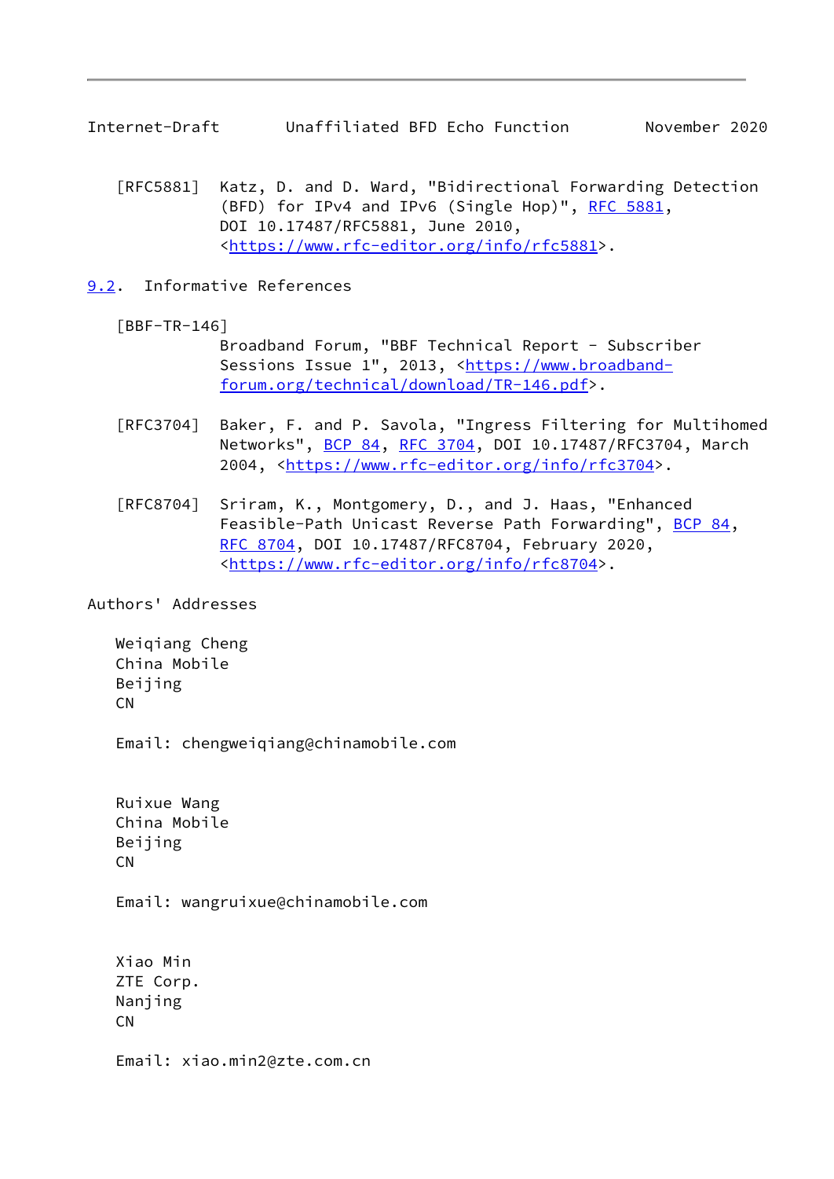[RFC5881] Katz, D. and D. Ward, "Bidirectional Forwarding Detection (BFD) for IPv4 and IPv6 (Single Hop)", RFC 5881, DOI 10.17487/RFC5881, June 2010, <https://www.rfc-editor.org/info/rfc5881>.

## 9.2. Informative References

[BBF-TR-146] Broadband Forum, "BBF Technical Report - Subscriber Sessions Issue 1", 2013, <https://www.broadband-forum.org/technical/download/TR-146.pdf>.

[RFC3704] Baker, F. and P. Savola, "Ingress Filtering for Multihomed Networks", BCP 84, RFC 3704, DOI 10.17487/RFC3704, March 2004, <https://www.rfc-editor.org/info/rfc3704>.

[RFC8704] Sriram, K., Montgomery, D., and J. Haas, "Enhanced Feasible-Path Unicast Reverse Path Forwarding", BCP 84, RFC 8704, DOI 10.17487/RFC8704, February 2020, <https://www.rfc-editor.org/info/rfc8704>.

## Authors' Addresses

Weiqiang Cheng
China Mobile
Beijing
CN

Email: chengweiqiang@chinamobile.com

Ruixue Wang
China Mobile
Beijing
CN

Email: wangruixue@chinamobile.com

Xiao Min
ZTE Corp.
Nanjing
CN

Email: xiao.min2@zte.com.cn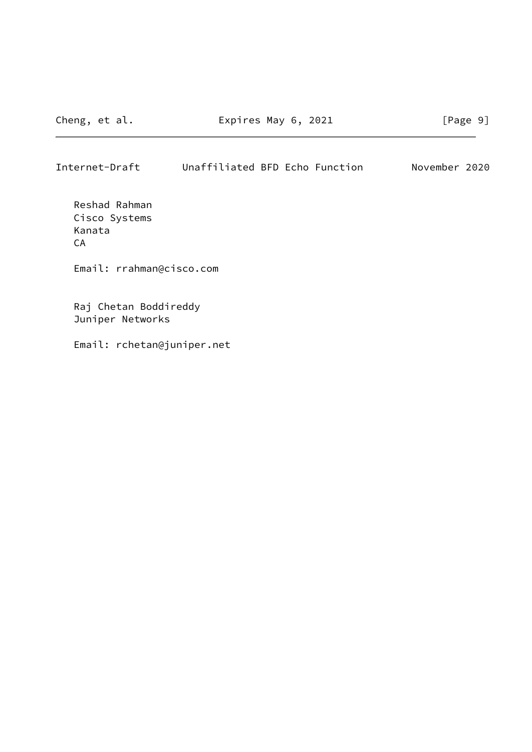Reshad Rahman
Cisco Systems
Kanata
CA

Email: rrahman@cisco.com

Raj Chetan Boddireddy
Juniper Networks

Email: rchetan@juniper.net